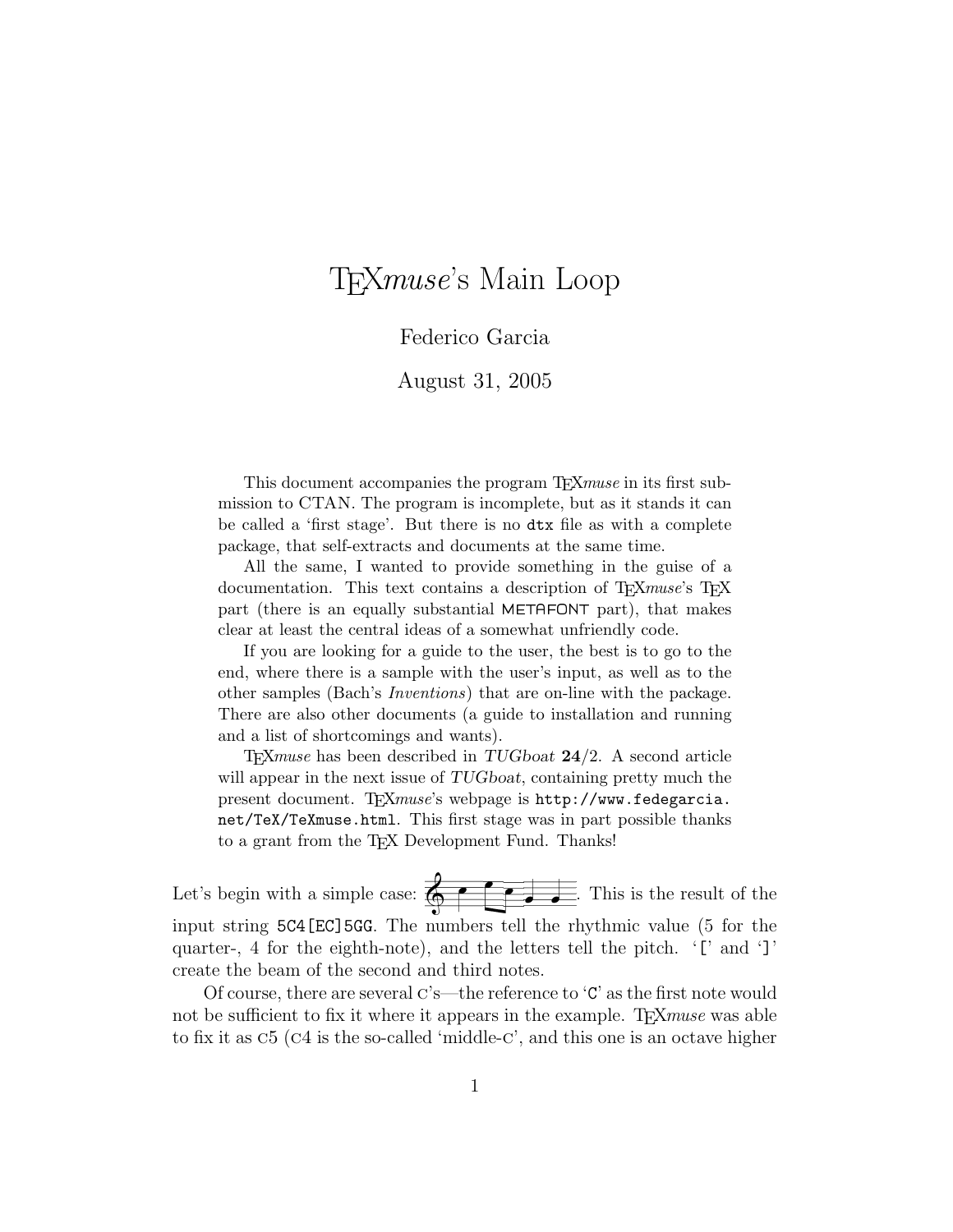# TEXmuse's Main Loop

Federico Garcia

August 31, 2005

This document accompanies the program TEX*muse* in its first submission to CTAN. The program is incomplete, but as it stands it can be called a 'first stage'. But there is no `dtx` file as with a complete package, that self-extracts and documents at the same time.

All the same, I wanted to provide something in the guise of a documentation. This text contains a description of TEX*muse*'s TEX part (there is an equally substantial METAFONT part), that makes clear at least the central ideas of a somewhat unfriendly code.

If you are looking for a guide to the user, the best is to go to the end, where there is a sample with the user's input, as well as to the other samples (Bach's *Inventions*) that are on-line with the package. There are also other documents (a guide to installation and running and a list of shortcomings and wants).

TEX*muse* has been described in *TUGboat* **24**/2. A second article will appear in the next issue of *TUGboat*, containing pretty much the present document. TEX*muse*'s webpage is `http://www.fedegarcia.net/TeX/TeXmuse.html`. This first stage was in part possible thanks to a grant from the TEX Development Fund. Thanks!

Let's begin with a simple case: . This is the result of the input string `5C4[EC]5GG`. The numbers tell the rhythmic value (5 for the quarter-, 4 for the eighth-note), and the letters tell the pitch. '`[`' and '`]`' create the beam of the second and third notes.

Of course, there are several C's—the reference to '`C`' as the first note would not be sufficient to fix it where it appears in the example. TEX*muse* was able to fix it as C5 (C4 is the so-called 'middle-C', and this one is an octave higher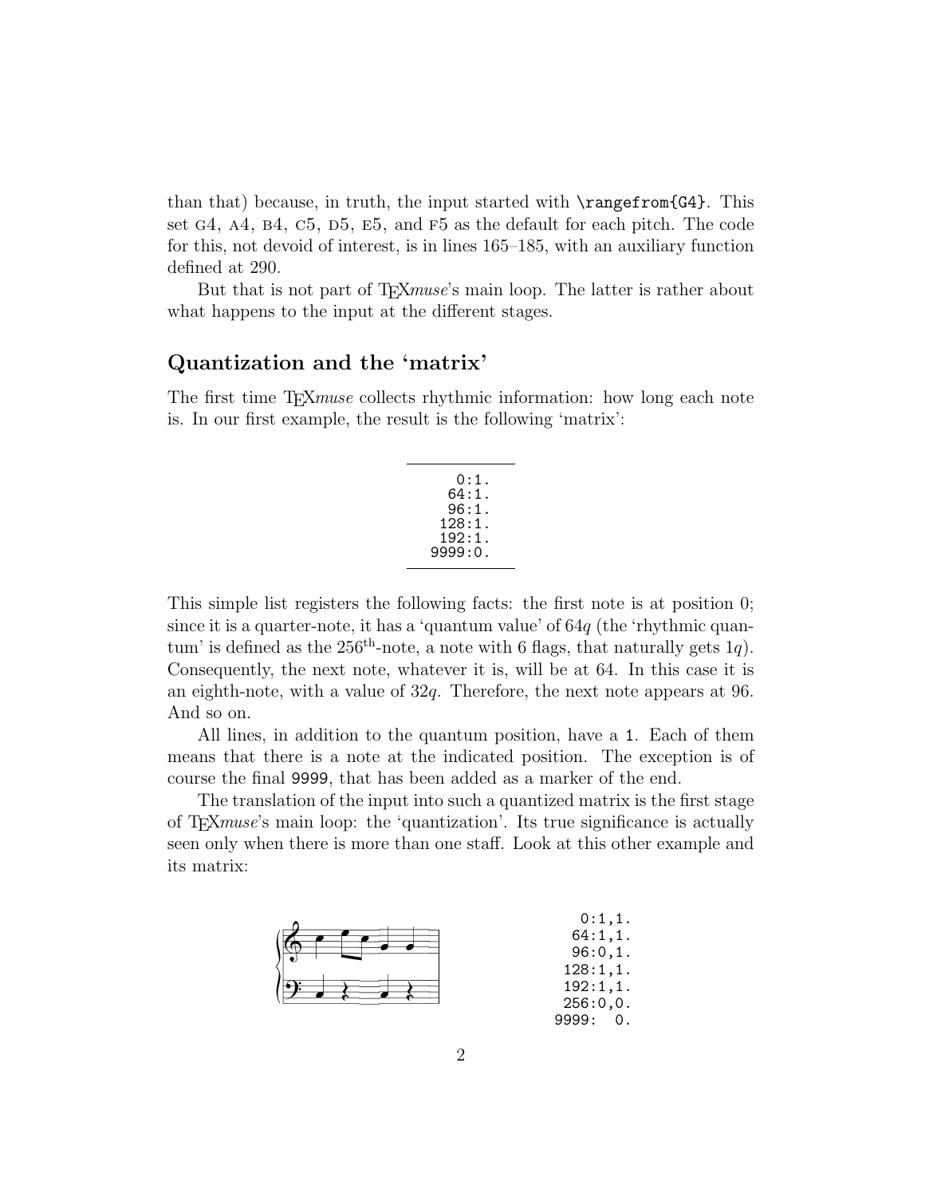than that) because, in truth, the input started with `\rangefrom{G4}`. This set G4, A4, B4, C5, D5, E5, and F5 as the default for each pitch. The code for this, not devoid of interest, is in lines 165–185, with an auxiliary function defined at 290.

But that is not part of TEX*muse*'s main loop. The latter is rather about what happens to the input at the different stages.

## Quantization and the 'matrix'

The first time TEX*muse* collects rhythmic information: how long each note is. In our first example, the result is the following 'matrix':

```
   0:1.
  64:1.
  96:1.
 128:1.
 192:1.
9999:0.
```

This simple list registers the following facts: the first note is at position 0; since it is a quarter-note, it has a 'quantum value' of $64q$ (the 'rhythmic quantum' is defined as the $256^{\text{th}}$-note, a note with 6 flags, that naturally gets $1q$). Consequently, the next note, whatever it is, will be at 64. In this case it is an eighth-note, with a value of $32q$. Therefore, the next note appears at 96. And so on.

All lines, in addition to the quantum position, have a `1`. Each of them means that there is a note at the indicated position. The exception is of course the final `9999`, that has been added as a marker of the end.

The translation of the input into such a quantized matrix is the first stage of TEX*muse*'s main loop: the 'quantization'. Its true significance is actually seen only when there is more than one staff. Look at this other example and its matrix:

```
   0:1,1.
  64:1,1.
  96:0,1.
 128:1,1.
 192:1,1.
 256:0,0.
9999:  0.
```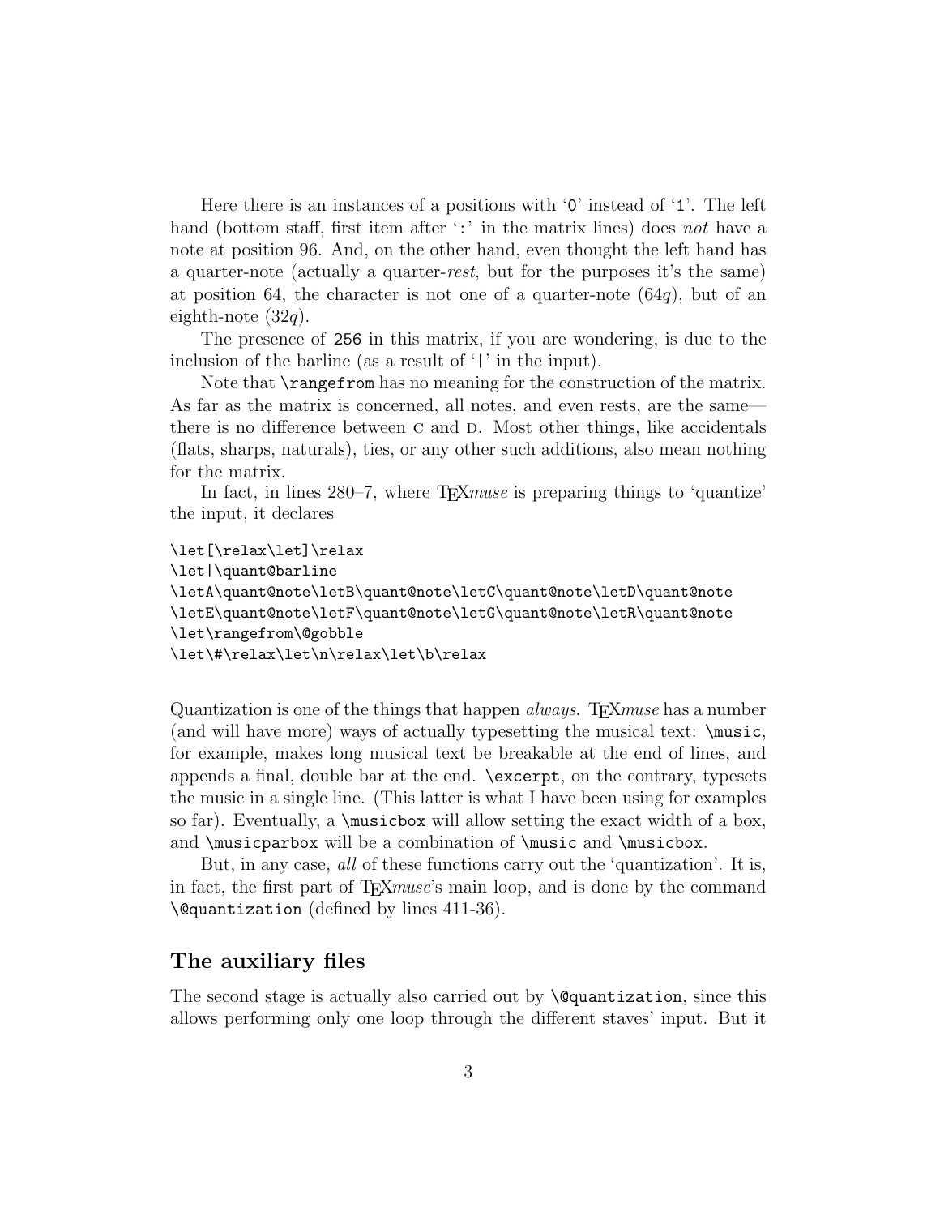Here there is an instances of a positions with '`0`' instead of '`1`'. The left hand (bottom staff, first item after '`:`' in the matrix lines) does *not* have a note at position 96. And, on the other hand, even thought the left hand has a quarter-note (actually a quarter-*rest*, but for the purposes it's the same) at position 64, the character is not one of a quarter-note ($64q$), but of an eighth-note ($32q$).

The presence of `256` in this matrix, if you are wondering, is due to the inclusion of the barline (as a result of '`|`' in the input).

Note that `\rangefrom` has no meaning for the construction of the matrix. As far as the matrix is concerned, all notes, and even rests, are the same—there is no difference between C and D. Most other things, like accidentals (flats, sharps, naturals), ties, or any other such additions, also mean nothing for the matrix.

In fact, in lines 280–7, where TEX*muse* is preparing things to 'quantize' the input, it declares

```
\let[\relax\let]\relax
\let|\quant@barline
\letA\quant@note\letB\quant@note\letC\quant@note\letD\quant@note
\letE\quant@note\letF\quant@note\letG\quant@note\letR\quant@note
\let\rangefrom\@gobble
\let\#\relax\let\n\relax\let\b\relax
```

Quantization is one of the things that happen *always*. TEX*muse* has a number (and will have more) ways of actually typesetting the musical text: `\music`, for example, makes long musical text be breakable at the end of lines, and appends a final, double bar at the end. `\excerpt`, on the contrary, typesets the music in a single line. (This latter is what I have been using for examples so far). Eventually, a `\musicbox` will allow setting the exact width of a box, and `\musicparbox` will be a combination of `\music` and `\musicbox`.

But, in any case, *all* of these functions carry out the 'quantization'. It is, in fact, the first part of TEX*muse*'s main loop, and is done by the command `\@quantization` (defined by lines 411-36).

## The auxiliary files

The second stage is actually also carried out by `\@quantization`, since this allows performing only one loop through the different staves' input. But it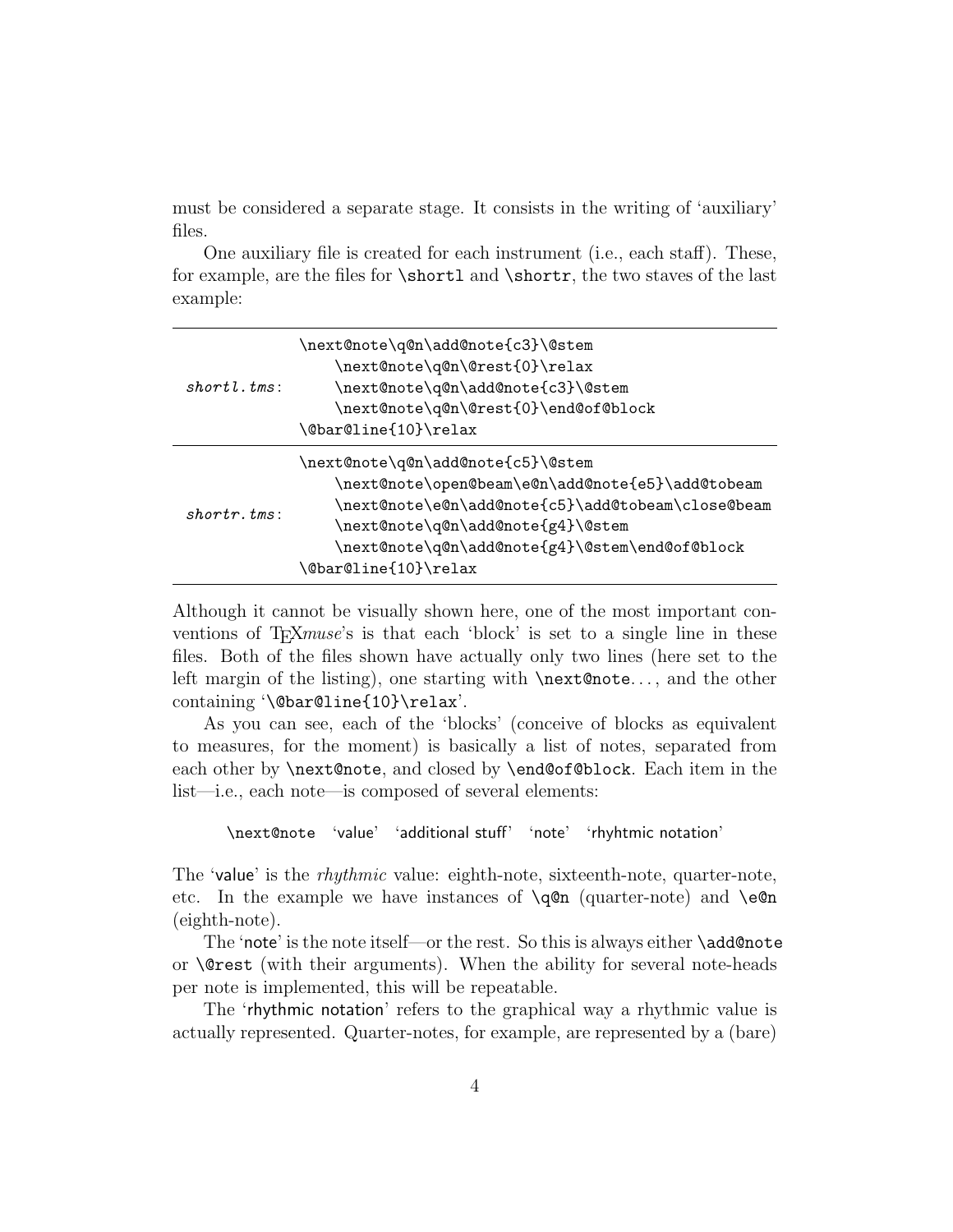must be considered a separate stage. It consists in the writing of 'auxiliary' files.

One auxiliary file is created for each instrument (i.e., each staff). These, for example, are the files for `\shortl` and `\shortr`, the two staves of the last example:

*shortl.tms*:

```
\next@note\q@n\add@note{c3}\@stem
    \next@note\q@n\@rest{0}\relax
    \next@note\q@n\add@note{c3}\@stem
    \next@note\q@n\@rest{0}\end@of@block
\@bar@line{10}\relax
```

*shortr.tms*:

```
\next@note\q@n\add@note{c5}\@stem
    \next@note\open@beam\e@n\add@note{e5}\add@tobeam
    \next@note\e@n\add@note{c5}\add@tobeam\close@beam
    \next@note\q@n\add@note{g4}\@stem
    \next@note\q@n\add@note{g4}\@stem\end@of@block
\@bar@line{10}\relax
```

Although it cannot be visually shown here, one of the most important conventions of TEX*muse*'s is that each 'block' is set to a single line in these files. Both of the files shown have actually only two lines (here set to the left margin of the listing), one starting with `\next@note`..., and the other containing '`\@bar@line{10}\relax`'.

As you can see, each of the 'blocks' (conceive of blocks as equivalent to measures, for the moment) is basically a list of notes, separated from each other by `\next@note`, and closed by `\end@of@block`. Each item in the list—i.e., each note—is composed of several elements:

`\next@note` 'value' 'additional stuff' 'note' 'rhyhtmic notation'

The 'value' is the *rhythmic* value: eighth-note, sixteenth-note, quarter-note, etc. In the example we have instances of `\q@n` (quarter-note) and `\e@n` (eighth-note).

The 'note' is the note itself—or the rest. So this is always either `\add@note` or `\@rest` (with their arguments). When the ability for several note-heads per note is implemented, this will be repeatable.

The 'rhythmic notation' refers to the graphical way a rhythmic value is actually represented. Quarter-notes, for example, are represented by a (bare)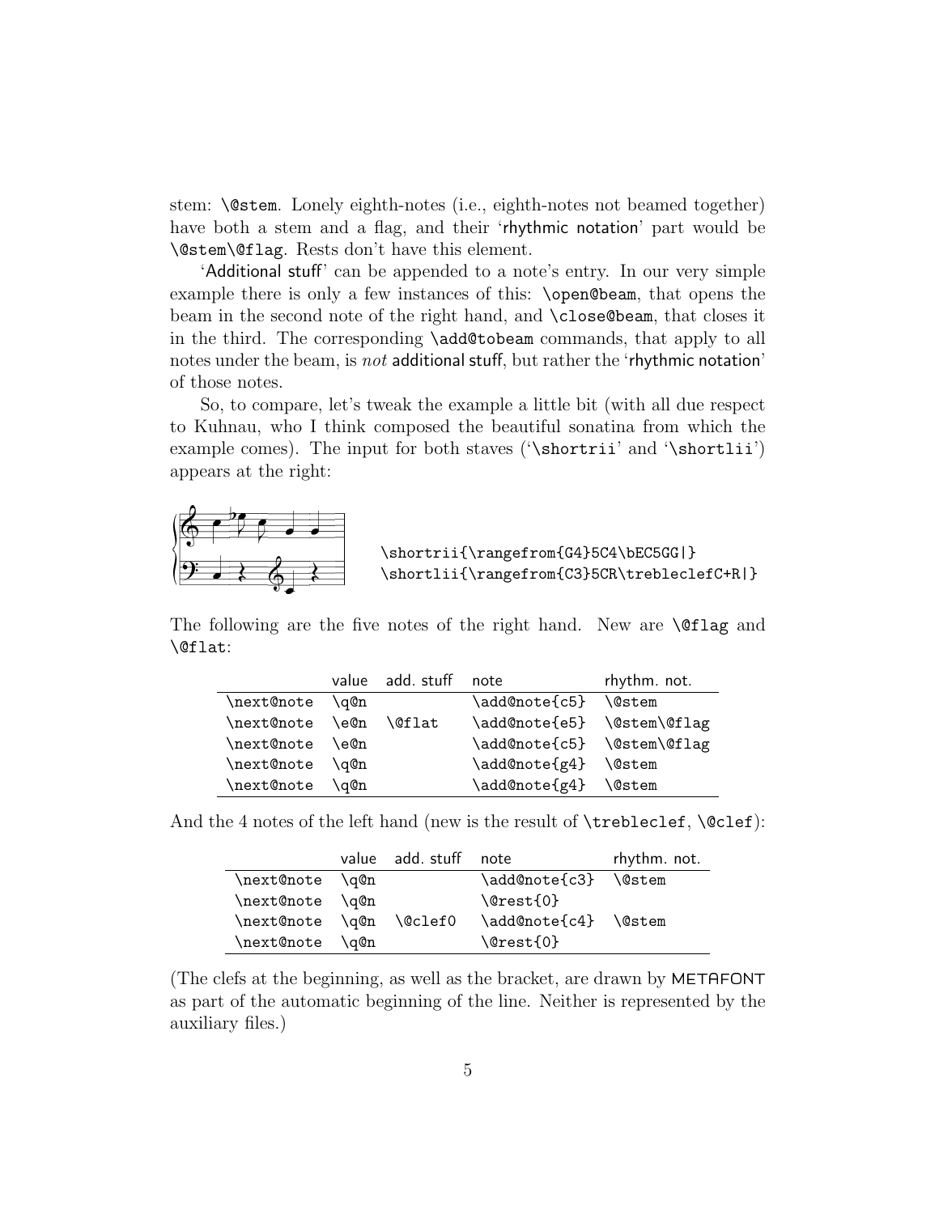stem: `\@stem`. Lonely eighth-notes (i.e., eighth-notes not beamed together) have both a stem and a flag, and their 'rhythmic notation' part would be `\@stem\@flag`. Rests don't have this element.

'Additional stuff' can be appended to a note's entry. In our very simple example there is only a few instances of this: `\open@beam`, that opens the beam in the second note of the right hand, and `\close@beam`, that closes it in the third. The corresponding `\add@tobeam` commands, that apply to all notes under the beam, is *not* additional stuff, but rather the 'rhythmic notation' of those notes.

So, to compare, let's tweak the example a little bit (with all due respect to Kuhnau, who I think composed the beautiful sonatina from which the example comes). The input for both staves ('`\shortrii`' and '`\shortlii`') appears at the right:

```
\shortrii{\rangefrom{G4}5C4\bEC5GG|}
\shortlii{\rangefrom{C3}5CR\trebleclefC+R|}
```

The following are the five notes of the right hand. New are `\@flag` and `\@flat`:

| | value | add. stuff | note | rhythm. not. |
|---|---|---|---|---|
| \next@note | \q@n | | \add@note{c5} | \@stem |
| \next@note | \e@n | \@flat | \add@note{e5} | \@stem\@flag |
| \next@note | \e@n | | \add@note{c5} | \@stem\@flag |
| \next@note | \q@n | | \add@note{g4} | \@stem |
| \next@note | \q@n | | \add@note{g4} | \@stem |

And the 4 notes of the left hand (new is the result of `\trebleclef`, `\@clef`):

| | value | add. stuff | note | rhythm. not. |
|---|---|---|---|---|
| \next@note | \q@n | | \add@note{c3} | \@stem |
| \next@note | \q@n | | \@rest{0} | |
| \next@note | \q@n | \@clef0 | \add@note{c4} | \@stem |
| \next@note | \q@n | | \@rest{0} | |

(The clefs at the beginning, as well as the bracket, are drawn by METAFONT as part of the automatic beginning of the line. Neither is represented by the auxiliary files.)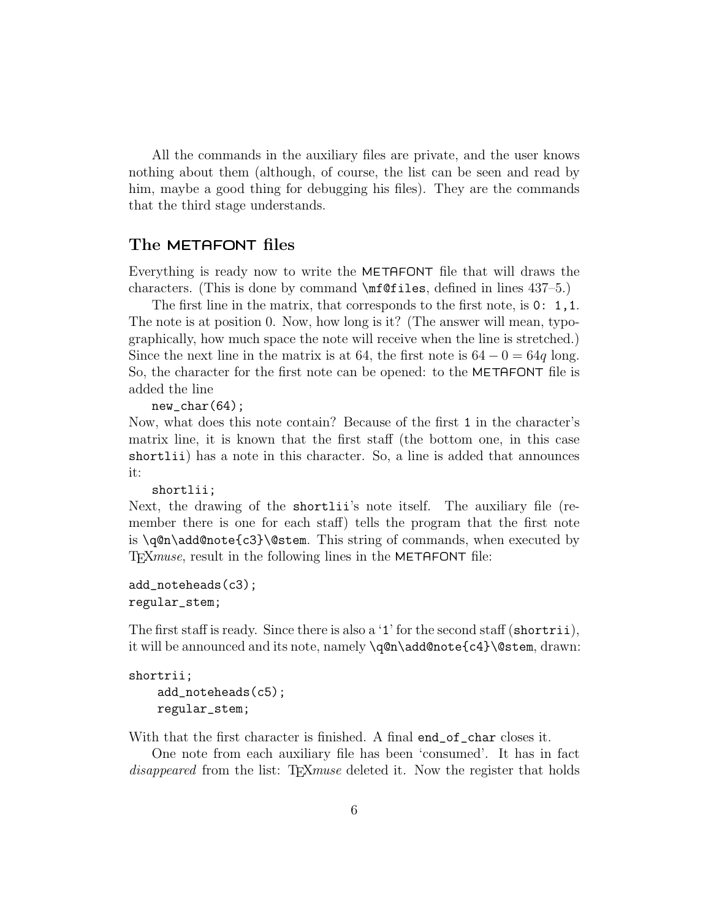All the commands in the auxiliary files are private, and the user knows nothing about them (although, of course, the list can be seen and read by him, maybe a good thing for debugging his files). They are the commands that the third stage understands.

## The METAFONT files

Everything is ready now to write the METAFONT file that will draws the characters. (This is done by command `\mf@files`, defined in lines 437–5.)

The first line in the matrix, that corresponds to the first note, is `0: 1,1`. The note is at position 0. Now, how long is it? (The answer will mean, typographically, how much space the note will receive when the line is stretched.) Since the next line in the matrix is at 64, the first note is $64 - 0 = 64q$ long. So, the character for the first note can be opened: to the METAFONT file is added the line

```
new_char(64);
```

Now, what does this note contain? Because of the first `1` in the character's matrix line, it is known that the first staff (the bottom one, in this case `shortlii`) has a note in this character. So, a line is added that announces it:

```
shortlii;
```

Next, the drawing of the `shortlii`'s note itself. The auxiliary file (remember there is one for each staff) tells the program that the first note is `\q@n\add@note{c3}\@stem`. This string of commands, when executed by TEX*muse*, result in the following lines in the METAFONT file:

```
add_noteheads(c3);
regular_stem;
```

The first staff is ready. Since there is also a '`1`' for the second staff (`shortrii`), it will be announced and its note, namely `\q@n\add@note{c4}\@stem`, drawn:

```
shortrii;
    add_noteheads(c5);
    regular_stem;
```

With that the first character is finished. A final `end_of_char` closes it.

One note from each auxiliary file has been 'consumed'. It has in fact *disappeared* from the list: TEX*muse* deleted it. Now the register that holds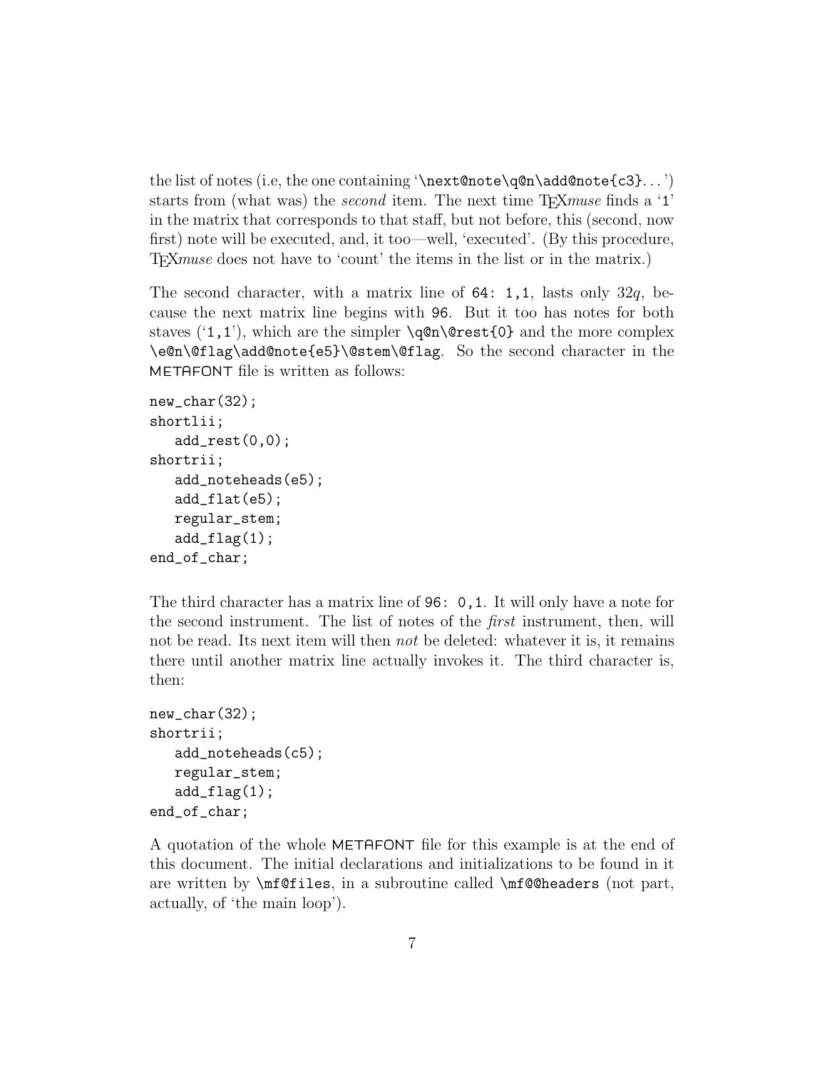the list of notes (i.e, the one containing '`\next@note\q@n\add@note{c3}`...') starts from (what was) the *second* item. The next time TEX*muse* finds a '`1`' in the matrix that corresponds to that staff, but not before, this (second, now first) note will be executed, and, it too—well, 'executed'. (By this procedure, TEX*muse* does not have to 'count' the items in the list or in the matrix.)

The second character, with a matrix line of `64: 1,1`, lasts only $32q$, because the next matrix line begins with `96`. But it too has notes for both staves ('`1,1`'), which are the simpler `\q@n\@rest{0}` and the more complex `\e@n\@flag\add@note{e5}\@stem\@flag`. So the second character in the METAFONT file is written as follows:

```
new_char(32);
shortlii;
   add_rest(0,0);
shortrii;
   add_noteheads(e5);
   add_flat(e5);
   regular_stem;
   add_flag(1);
end_of_char;
```

The third character has a matrix line of `96: 0,1`. It will only have a note for the second instrument. The list of notes of the *first* instrument, then, will not be read. Its next item will then *not* be deleted: whatever it is, it remains there until another matrix line actually invokes it. The third character is, then:

```
new_char(32);
shortrii;
   add_noteheads(c5);
   regular_stem;
   add_flag(1);
end_of_char;
```

A quotation of the whole METAFONT file for this example is at the end of this document. The initial declarations and initializations to be found in it are written by `\mf@files`, in a subroutine called `\mf@@headers` (not part, actually, of 'the main loop').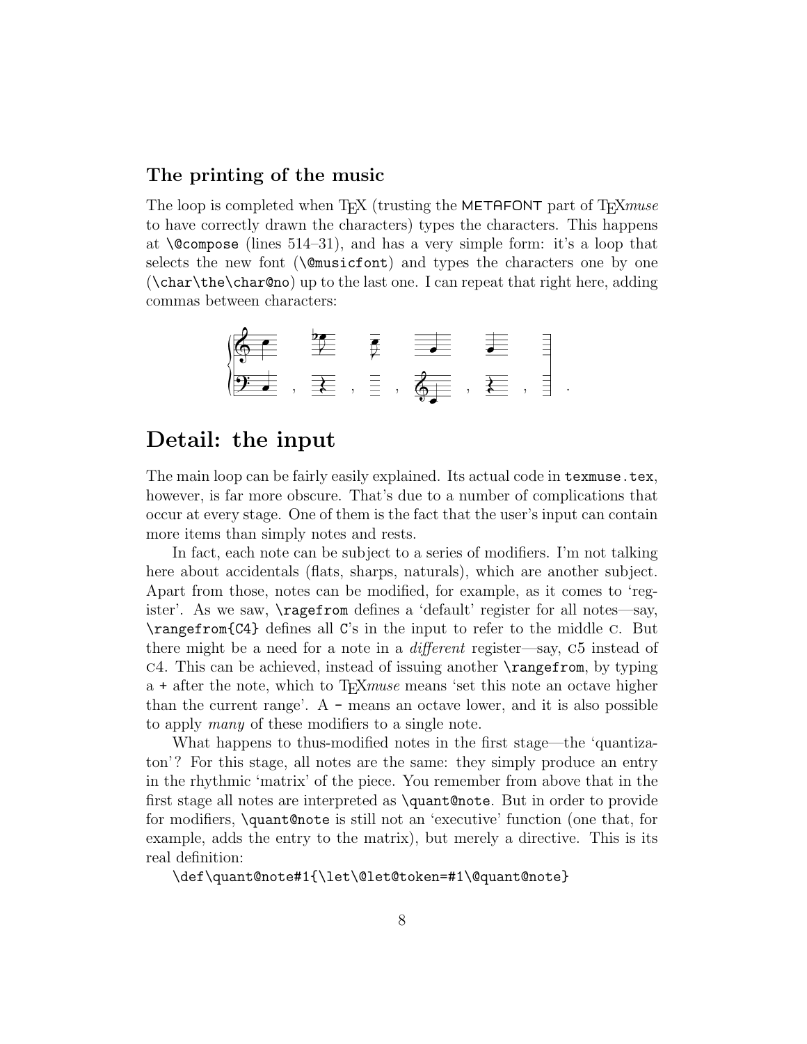### The printing of the music

The loop is completed when TEX (trusting the METAFONT part of TEX*muse* to have correctly drawn the characters) types the characters. This happens at `\@compose` (lines 514–31), and has a very simple form: it's a loop that selects the new font (`\@musicfont`) and types the characters one by one (`\char\the\char@no`) up to the last one. I can repeat that right here, adding commas between characters:

## Detail: the input

The main loop can be fairly easily explained. Its actual code in `texmuse.tex`, however, is far more obscure. That's due to a number of complications that occur at every stage. One of them is the fact that the user's input can contain more items than simply notes and rests.

In fact, each note can be subject to a series of modifiers. I'm not talking here about accidentals (flats, sharps, naturals), which are another subject. Apart from those, notes can be modified, for example, as it comes to 'register'. As we saw, `\ragefrom` defines a 'default' register for all notes—say, `\rangefrom{C4}` defines all `C`'s in the input to refer to the middle C. But there might be a need for a note in a *different* register—say, C5 instead of C4. This can be achieved, instead of issuing another `\rangefrom`, by typing a `+` after the note, which to TEX*muse* means 'set this note an octave higher than the current range'. A `-` means an octave lower, and it is also possible to apply *many* of these modifiers to a single note.

What happens to thus-modified notes in the first stage—the 'quantizaton'? For this stage, all notes are the same: they simply produce an entry in the rhythmic 'matrix' of the piece. You remember from above that in the first stage all notes are interpreted as `\quant@note`. But in order to provide for modifiers, `\quant@note` is still not an 'executive' function (one that, for example, adds the entry to the matrix), but merely a directive. This is its real definition:

```
\def\quant@note#1{\let\@let@token=#1\@quant@note}
```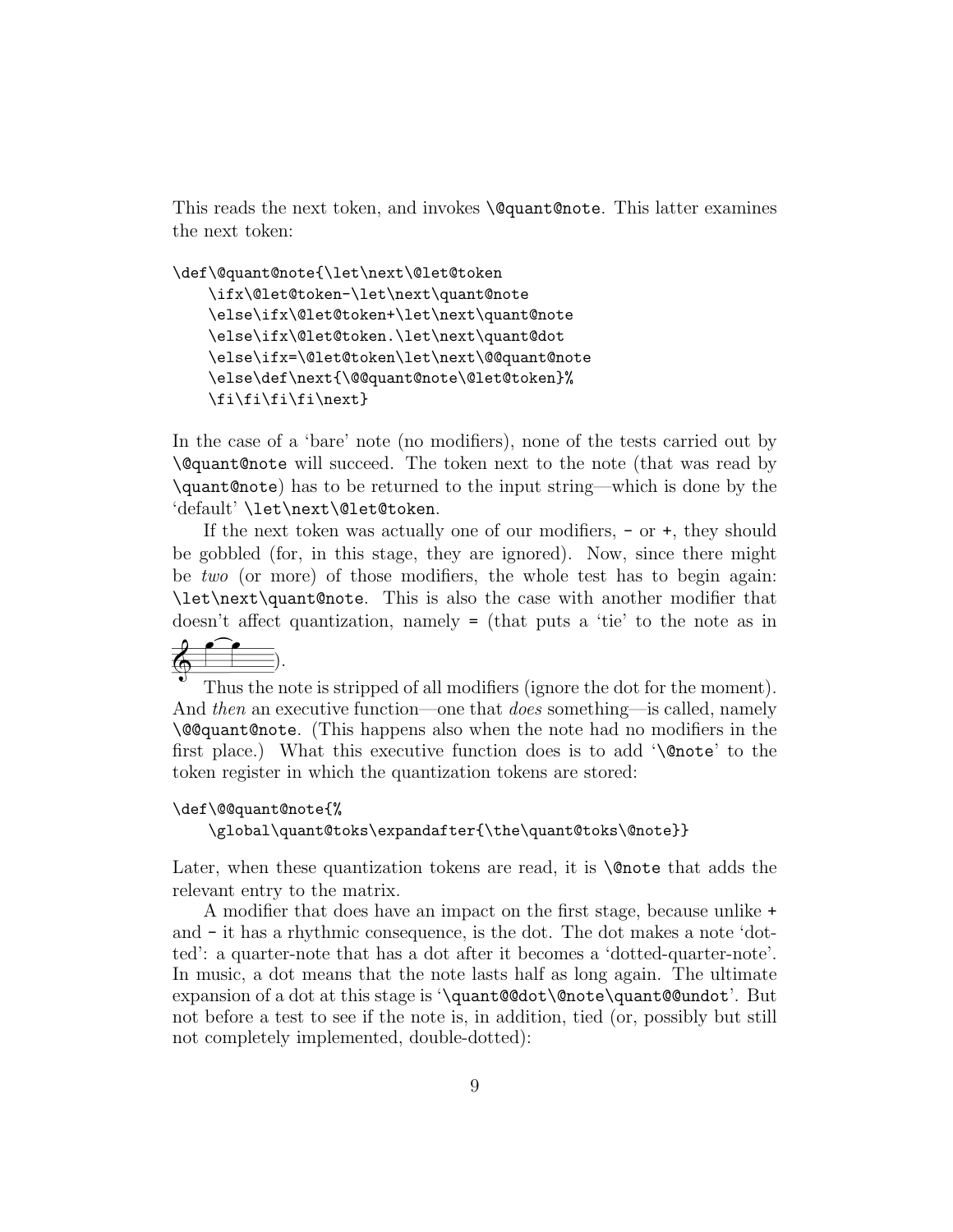This reads the next token, and invokes `\@quant@note`. This latter examines the next token:

```
\def\@quant@note{\let\next\@let@token
    \ifx\@let@token-\let\next\quant@note
    \else\ifx\@let@token+\let\next\quant@note
    \else\ifx\@let@token.\let\next\quant@dot
    \else\ifx=\@let@token\let\next\@@quant@note
    \else\def\next{\@@quant@note\@let@token}%
    \fi\fi\fi\fi\next}
```

In the case of a 'bare' note (no modifiers), none of the tests carried out by `\@quant@note` will succeed. The token next to the note (that was read by `\quant@note`) has to be returned to the input string—which is done by the 'default' `\let\next\@let@token`.

If the next token was actually one of our modifiers, `-` or `+`, they should be gobbled (for, in this stage, they are ignored). Now, since there might be *two* (or more) of those modifiers, the whole test has to begin again: `\let\next\quant@note`. This is also the case with another modifier that doesn't affect quantization, namely `=` (that puts a 'tie' to the note as in ).

Thus the note is stripped of all modifiers (ignore the dot for the moment). And *then* an executive function—one that *does* something—is called, namely `\@@quant@note`. (This happens also when the note had no modifiers in the first place.) What this executive function does is to add '`\@note`' to the token register in which the quantization tokens are stored:

```
\def\@@quant@note{%
    \global\quant@toks\expandafter{\the\quant@toks\@note}}
```

Later, when these quantization tokens are read, it is `\@note` that adds the relevant entry to the matrix.

A modifier that does have an impact on the first stage, because unlike `+` and `-` it has a rhythmic consequence, is the dot. The dot makes a note 'dotted': a quarter-note that has a dot after it becomes a 'dotted-quarter-note'. In music, a dot means that the note lasts half as long again. The ultimate expansion of a dot at this stage is '`\quant@@dot\@note\quant@@undot`'. But not before a test to see if the note is, in addition, tied (or, possibly but still not completely implemented, double-dotted):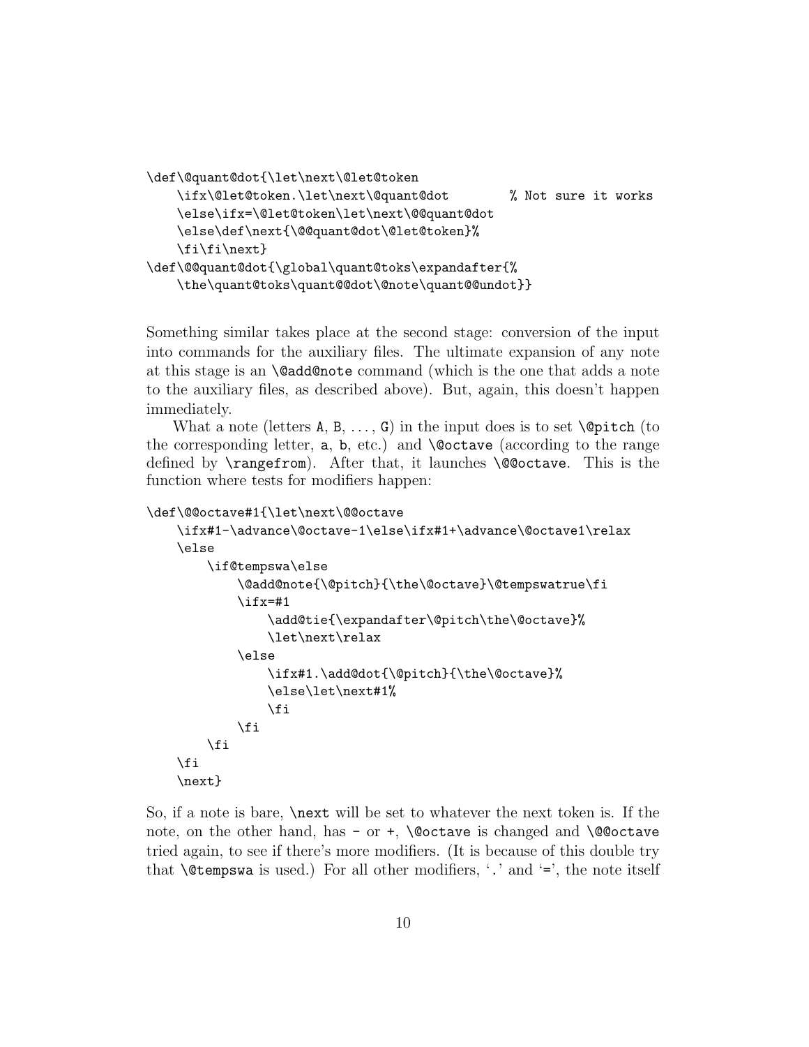```
\def\@quant@dot{\let\next\@let@token
    \ifx\@let@token.\let\next\@quant@dot        % Not sure it works
    \else\ifx=\@let@token\let\next\@@quant@dot
    \else\def\next{\@@quant@dot\@let@token}%
    \fi\fi\next}
\def\@@quant@dot{\global\quant@toks\expandafter{%
    \the\quant@toks\quant@@dot\@note\quant@@undot}}
```

Something similar takes place at the second stage: conversion of the input into commands for the auxiliary files. The ultimate expansion of any note at this stage is an `\@add@note` command (which is the one that adds a note to the auxiliary files, as described above). But, again, this doesn't happen immediately.

What a note (letters `A`, `B`, ..., `G`) in the input does is to set `\@pitch` (to the corresponding letter, `a`, `b`, etc.) and `\@octave` (according to the range defined by `\rangefrom`). After that, it launches `\@@octave`. This is the function where tests for modifiers happen:

```
\def\@@octave#1{\let\next\@@octave
    \ifx#1-\advance\@octave-1\else\ifx#1+\advance\@octave1\relax
    \else
        \if@tempswa\else
            \@add@note{\@pitch}{\the\@octave}\@tempswatrue\fi
            \ifx=#1
                \add@tie{\expandafter\@pitch\the\@octave}%
                \let\next\relax
            \else
                \ifx#1.\add@dot{\@pitch}{\the\@octave}%
                \else\let\next#1%
                \fi
            \fi
        \fi
    \fi
    \next}
```

So, if a note is bare, `\next` will be set to whatever the next token is. If the note, on the other hand, has `-` or `+`, `\@octave` is changed and `\@@octave` tried again, to see if there's more modifiers. (It is because of this double try that `\@tempswa` is used.) For all other modifiers, '`.`' and '`=`', the note itself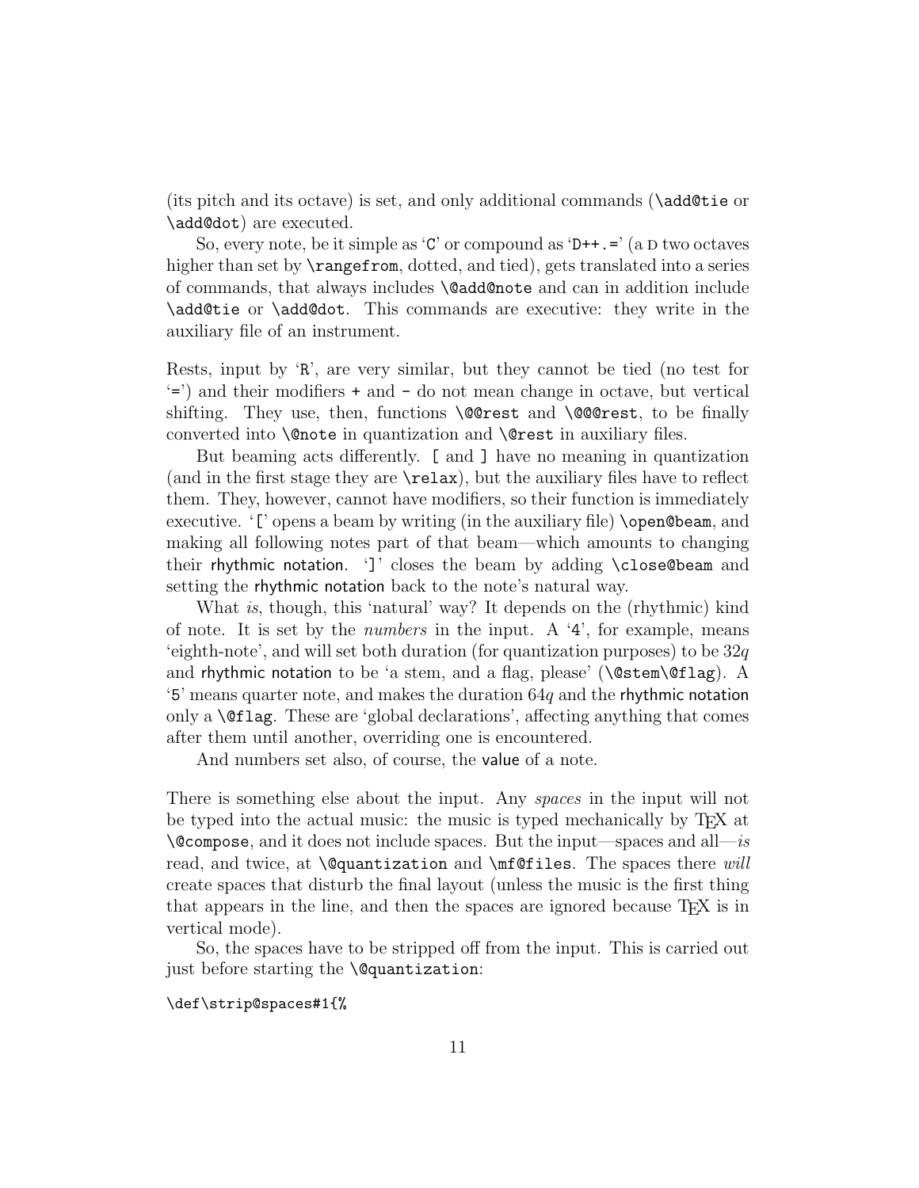(its pitch and its octave) is set, and only additional commands (`\add@tie` or `\add@dot`) are executed.

So, every note, be it simple as '`C`' or compound as '`D++.=`' (a D two octaves higher than set by `\rangefrom`, dotted, and tied), gets translated into a series of commands, that always includes `\@add@note` and can in addition include `\add@tie` or `\add@dot`. This commands are executive: they write in the auxiliary file of an instrument.

Rests, input by '`R`', are very similar, but they cannot be tied (no test for '`=`') and their modifiers `+` and `-` do not mean change in octave, but vertical shifting. They use, then, functions `\@@rest` and `\@@@rest`, to be finally converted into `\@note` in quantization and `\@rest` in auxiliary files.

But beaming acts differently. `[` and `]` have no meaning in quantization (and in the first stage they are `\relax`), but the auxiliary files have to reflect them. They, however, cannot have modifiers, so their function is immediately executive. '`[`' opens a beam by writing (in the auxiliary file) `\open@beam`, and making all following notes part of that beam—which amounts to changing their rhythmic notation. '`]`' closes the beam by adding `\close@beam` and setting the rhythmic notation back to the note's natural way.

What *is*, though, this 'natural' way? It depends on the (rhythmic) kind of note. It is set by the *numbers* in the input. A '`4`', for example, means 'eighth-note', and will set both duration (for quantization purposes) to be $32q$ and rhythmic notation to be 'a stem, and a flag, please' (`\@stem\@flag`). A '`5`' means quarter note, and makes the duration $64q$ and the rhythmic notation only a `\@flag`. These are 'global declarations', affecting anything that comes after them until another, overriding one is encountered.

And numbers set also, of course, the value of a note.

There is something else about the input. Any *spaces* in the input will not be typed into the actual music: the music is typed mechanically by TEX at `\@compose`, and it does not include spaces. But the input—spaces and all—*is* read, and twice, at `\@quantization` and `\mf@files`. The spaces there *will* create spaces that disturb the final layout (unless the music is the first thing that appears in the line, and then the spaces are ignored because TEX is in vertical mode).

So, the spaces have to be stripped off from the input. This is carried out just before starting the `\@quantization`:

```
\def\strip@spaces#1{%
```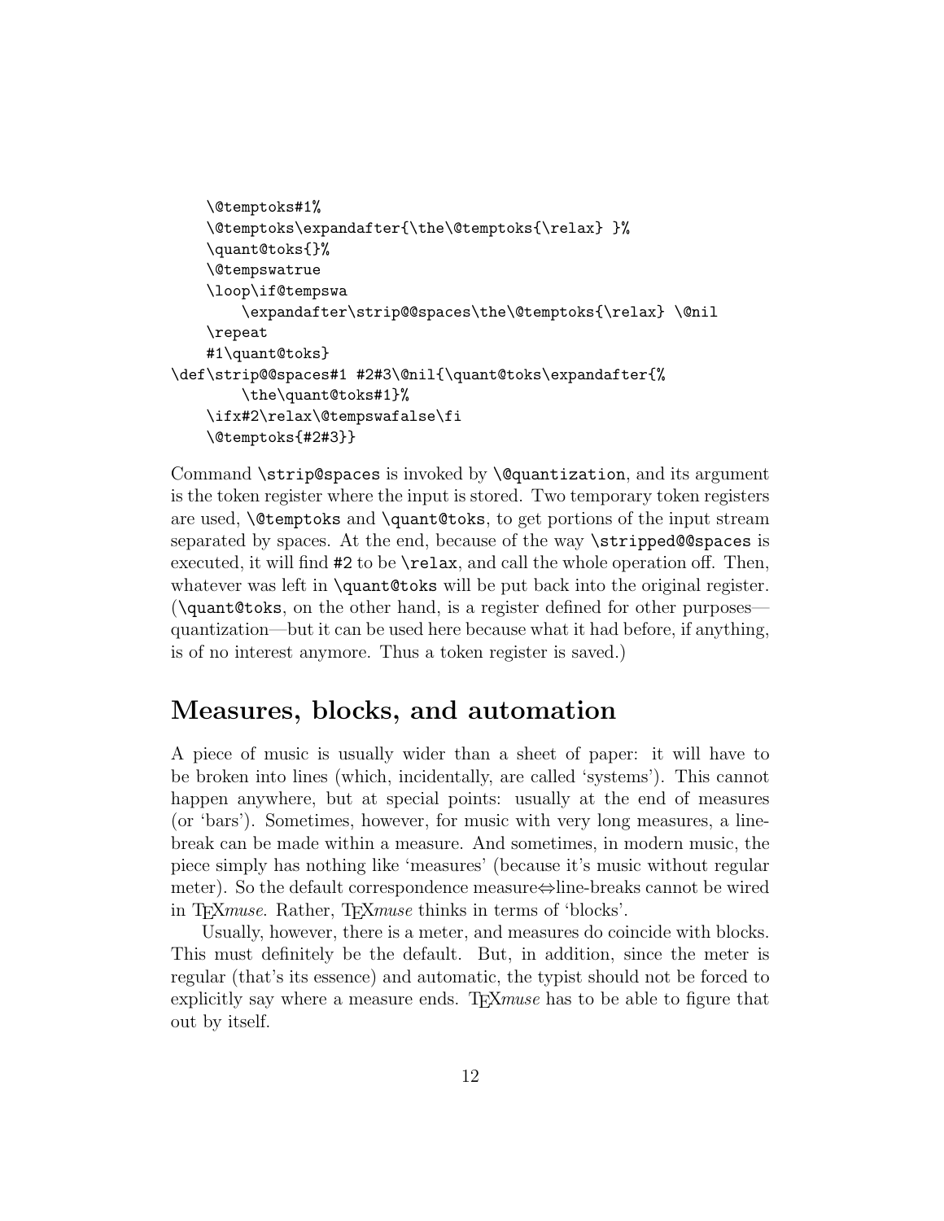```
    \@temptoks#1%
    \@temptoks\expandafter{\the\@temptoks{\relax} }%
    \quant@toks{}%
    \@tempswatrue
    \loop\if@tempswa
        \expandafter\strip@@spaces\the\@temptoks{\relax} \@nil
    \repeat
    #1\quant@toks}
\def\strip@@spaces#1 #2#3\@nil{\quant@toks\expandafter{%
        \the\quant@toks#1}%
    \ifx#2\relax\@tempswafalse\fi
    \@temptoks{#2#3}}
```

Command `\strip@spaces` is invoked by `\@quantization`, and its argument is the token register where the input is stored. Two temporary token registers are used, `\@temptoks` and `\quant@toks`, to get portions of the input stream separated by spaces. At the end, because of the way `\stripped@@spaces` is executed, it will find `#2` to be `\relax`, and call the whole operation off. Then, whatever was left in `\quant@toks` will be put back into the original register. (`\quant@toks`, on the other hand, is a register defined for other purposes—quantization—but it can be used here because what it had before, if anything, is of no interest anymore. Thus a token register is saved.)

## Measures, blocks, and automation

A piece of music is usually wider than a sheet of paper: it will have to be broken into lines (which, incidentally, are called 'systems'). This cannot happen anywhere, but at special points: usually at the end of measures (or 'bars'). Sometimes, however, for music with very long measures, a line-break can be made within a measure. And sometimes, in modern music, the piece simply has nothing like 'measures' (because it's music without regular meter). So the default correspondence measure⇔line-breaks cannot be wired in TEX*muse*. Rather, TEX*muse* thinks in terms of 'blocks'.

Usually, however, there is a meter, and measures do coincide with blocks. This must definitely be the default. But, in addition, since the meter is regular (that's its essence) and automatic, the typist should not be forced to explicitly say where a measure ends. TEX*muse* has to be able to figure that out by itself.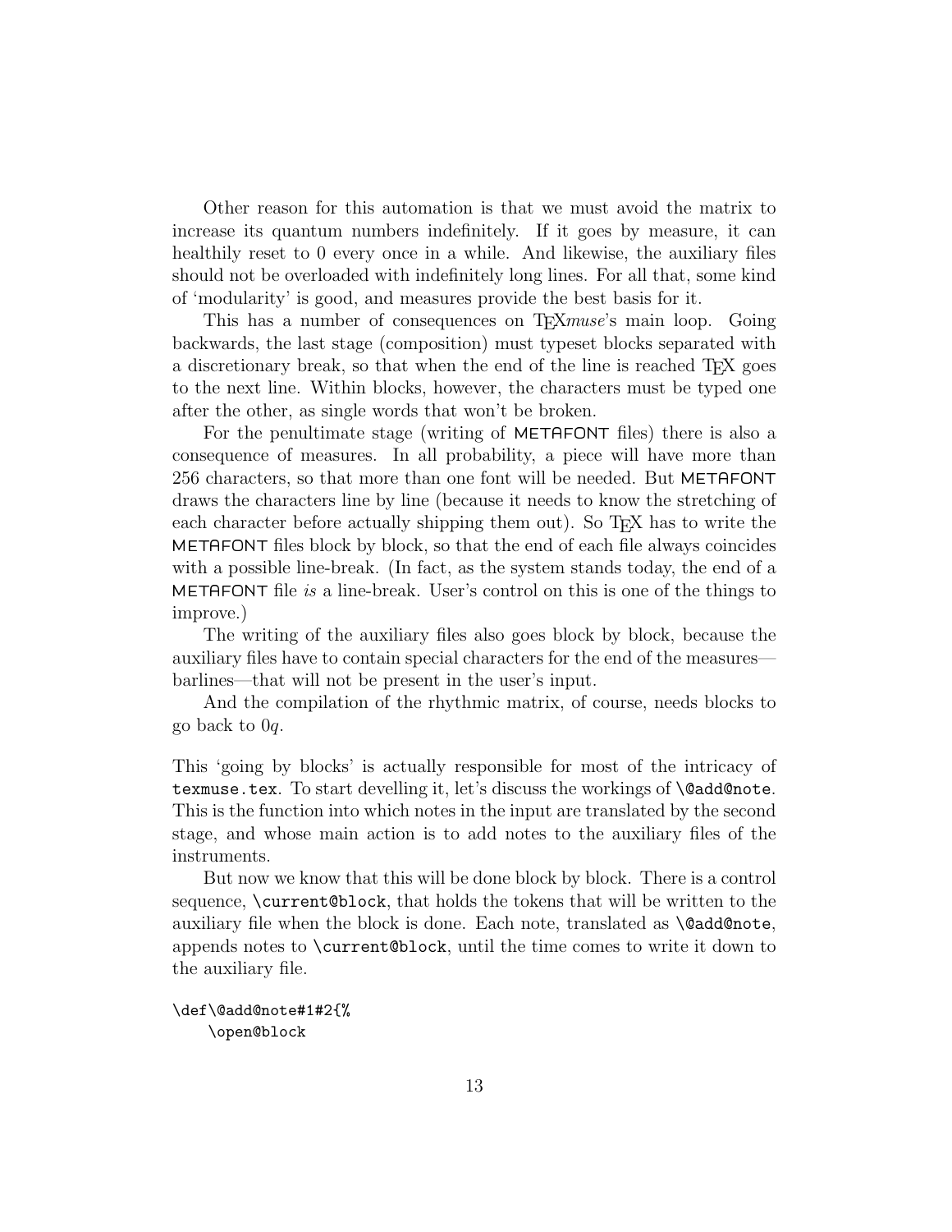Other reason for this automation is that we must avoid the matrix to increase its quantum numbers indefinitely. If it goes by measure, it can healthily reset to 0 every once in a while. And likewise, the auxiliary files should not be overloaded with indefinitely long lines. For all that, some kind of 'modularity' is good, and measures provide the best basis for it.

This has a number of consequences on TEX*muse*'s main loop. Going backwards, the last stage (composition) must typeset blocks separated with a discretionary break, so that when the end of the line is reached TEX goes to the next line. Within blocks, however, the characters must be typed one after the other, as single words that won't be broken.

For the penultimate stage (writing of METAFONT files) there is also a consequence of measures. In all probability, a piece will have more than 256 characters, so that more than one font will be needed. But METAFONT draws the characters line by line (because it needs to know the stretching of each character before actually shipping them out). So TEX has to write the METAFONT files block by block, so that the end of each file always coincides with a possible line-break. (In fact, as the system stands today, the end of a METAFONT file *is* a line-break. User's control on this is one of the things to improve.)

The writing of the auxiliary files also goes block by block, because the auxiliary files have to contain special characters for the end of the measures—barlines—that will not be present in the user's input.

And the compilation of the rhythmic matrix, of course, needs blocks to go back to $0q$.

This 'going by blocks' is actually responsible for most of the intricacy of `texmuse.tex`. To start develling it, let's discuss the workings of `\@add@note`. This is the function into which notes in the input are translated by the second stage, and whose main action is to add notes to the auxiliary files of the instruments.

But now we know that this will be done block by block. There is a control sequence, `\current@block`, that holds the tokens that will be written to the auxiliary file when the block is done. Each note, translated as `\@add@note`, appends notes to `\current@block`, until the time comes to write it down to the auxiliary file.

```
\def\@add@note#1#2{%
    \open@block
```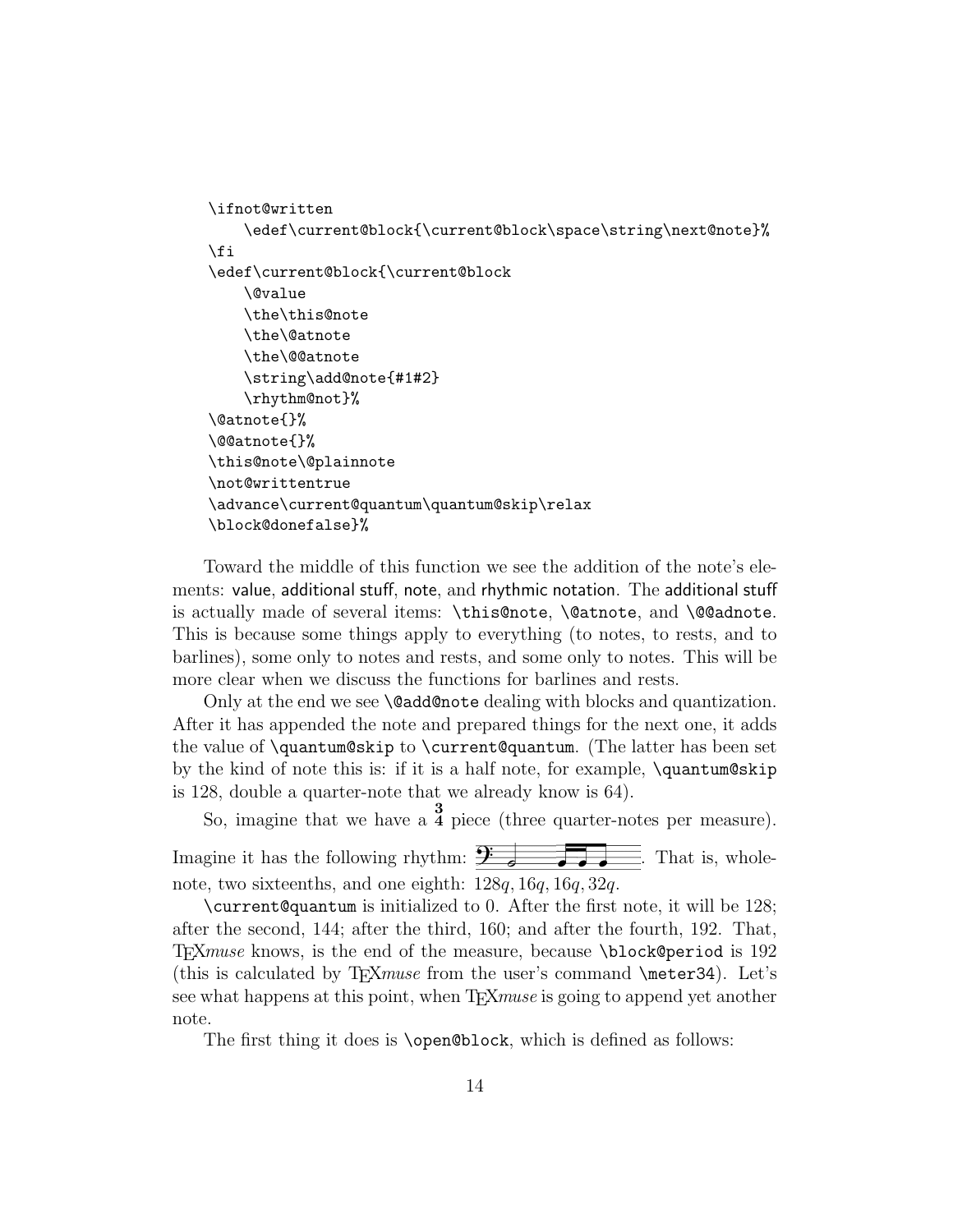```
\ifnot@written
    \edef\current@block{\current@block\space\string\next@note}%
\fi
\edef\current@block{\current@block
    \@value
    \the\this@note
    \the\@atnote
    \the\@@atnote
    \string\add@note{#1#2}
    \rhythm@not}%
\@atnote{}%
\@@atnote{}%
\this@note\@plainnote
\not@writtentrue
\advance\current@quantum\quantum@skip\relax
\block@donefalse}%
```

Toward the middle of this function we see the addition of the note's elements: value, additional stuff, note, and rhythmic notation. The additional stuff is actually made of several items: `\this@note`, `\@atnote`, and `\@@adnote`. This is because some things apply to everything (to notes, to rests, and to barlines), some only to notes and rests, and some only to notes. This will be more clear when we discuss the functions for barlines and rests.

Only at the end we see `\@add@note` dealing with blocks and quantization. After it has appended the note and prepared things for the next one, it adds the value of `\quantum@skip` to `\current@quantum`. (The latter has been set by the kind of note this is: if it is a half note, for example, `\quantum@skip` is 128, double a quarter-note that we already know is 64).

So, imagine that we have a $\frac{3}{4}$ piece (three quarter-notes per measure). Imagine it has the following rhythm: [music notation]. That is, whole-note, two sixteenths, and one eighth: $128q, 16q, 16q, 32q$.

`\current@quantum` is initialized to 0. After the first note, it will be 128; after the second, 144; after the third, 160; and after the fourth, 192. That, TEX*muse* knows, is the end of the measure, because `\block@period` is 192 (this is calculated by TEX*muse* from the user's command `\meter34`). Let's see what happens at this point, when TEX*muse* is going to append yet another note.

The first thing it does is `\open@block`, which is defined as follows: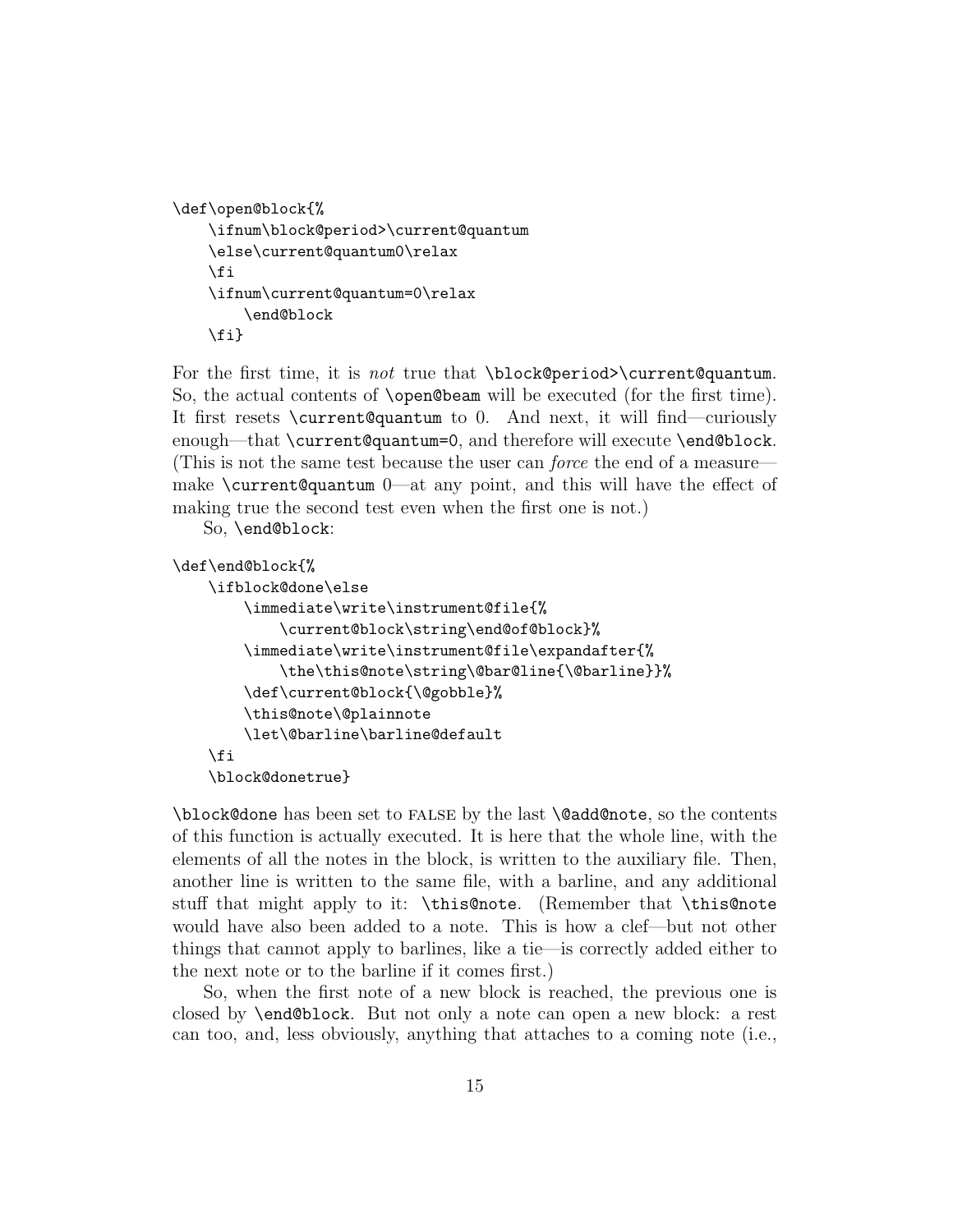```
\def\open@block{%
    \ifnum\block@period>\current@quantum
    \else\current@quantum0\relax
    \fi
    \ifnum\current@quantum=0\relax
        \end@block
    \fi}
```

For the first time, it is *not* true that `\block@period>\current@quantum`. So, the actual contents of `\open@beam` will be executed (for the first time). It first resets `\current@quantum` to 0. And next, it will find—curiously enough—that `\current@quantum=0`, and therefore will execute `\end@block`. (This is not the same test because the user can *force* the end of a measure—make `\current@quantum` 0—at any point, and this will have the effect of making true the second test even when the first one is not.)

So, `\end@block`:

```
\def\end@block{%
    \ifblock@done\else
        \immediate\write\instrument@file{%
            \current@block\string\end@of@block}%
        \immediate\write\instrument@file\expandafter{%
            \the\this@note\string\@bar@line{\@barline}}%
        \def\current@block{\@gobble}%
        \this@note\@plainnote
        \let\@barline\barline@default
    \fi
    \block@donetrue}
```

`\block@done` has been set to FALSE by the last `\@add@note`, so the contents of this function is actually executed. It is here that the whole line, with the elements of all the notes in the block, is written to the auxiliary file. Then, another line is written to the same file, with a barline, and any additional stuff that might apply to it: `\this@note`. (Remember that `\this@note` would have also been added to a note. This is how a clef—but not other things that cannot apply to barlines, like a tie—is correctly added either to the next note or to the barline if it comes first.)

So, when the first note of a new block is reached, the previous one is closed by `\end@block`. But not only a note can open a new block: a rest can too, and, less obviously, anything that attaches to a coming note (i.e.,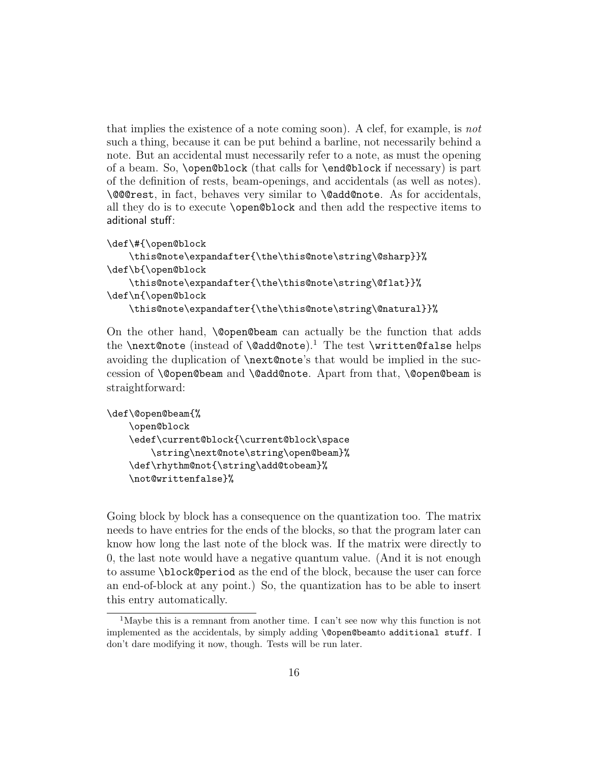that implies the existence of a note coming soon). A clef, for example, is *not* such a thing, because it can be put behind a barline, not necessarily behind a note. But an accidental must necessarily refer to a note, as must the opening of a beam. So, `\open@block` (that calls for `\end@block` if necessary) is part of the definition of rests, beam-openings, and accidentals (as well as notes). `\@@@rest`, in fact, behaves very similar to `\@add@note`. As for accidentals, all they do is to execute `\open@block` and then add the respective items to aditional stuff:

```
\def\#{\open@block
    \this@note\expandafter{\the\this@note\string\@sharp}}%
\def\b{\open@block
    \this@note\expandafter{\the\this@note\string\@flat}}%
\def\n{\open@block
    \this@note\expandafter{\the\this@note\string\@natural}}%
```

On the other hand, `\@open@beam` can actually be the function that adds the `\next@note` (instead of `\@add@note`).[1] The test `\written@false` helps avoiding the duplication of `\next@note`'s that would be implied in the succession of `\@open@beam` and `\@add@note`. Apart from that, `\@open@beam` is straightforward:

```
\def\@open@beam{%
    \open@block
    \edef\current@block{\current@block\space
        \string\next@note\string\open@beam}%
    \def\rhythm@not{\string\add@tobeam}%
    \not@writtenfalse}%
```

Going block by block has a consequence on the quantization too. The matrix needs to have entries for the ends of the blocks, so that the program later can know how long the last note of the block was. If the matrix were directly to 0, the last note would have a negative quantum value. (And it is not enough to assume `\block@period` as the end of the block, because the user can force an end-of-block at any point.) So, the quantization has to be able to insert this entry automatically.

[1] Maybe this is a remnant from another time. I can't see now why this function is not implemented as the accidentals, by simply adding `\@open@beam`to additional stuff. I don't dare modifying it now, though. Tests will be run later.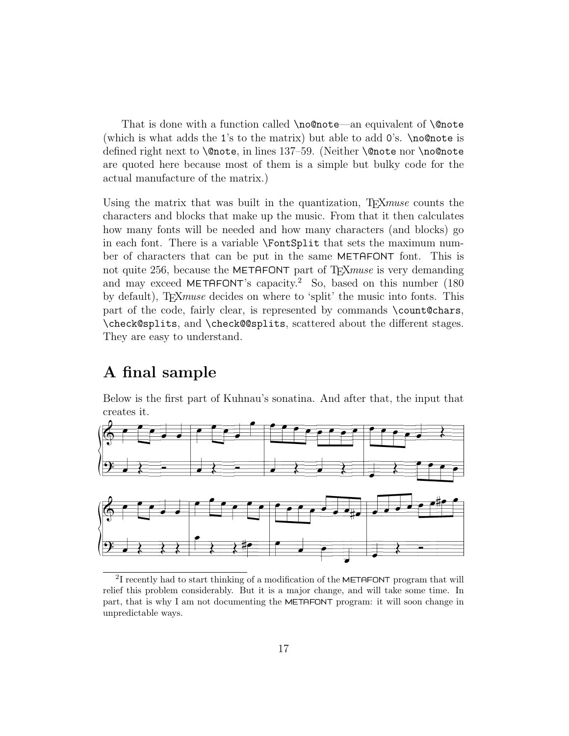That is done with a function called `\no@note`—an equivalent of `\@note` (which is what adds the `1`'s to the matrix) but able to add `0`'s. `\no@note` is defined right next to `\@note`, in lines 137–59. (Neither `\@note` nor `\no@note` are quoted here because most of them is a simple but bulky code for the actual manufacture of the matrix.)

Using the matrix that was built in the quantization, TEX*muse* counts the characters and blocks that make up the music. From that it then calculates how many fonts will be needed and how many characters (and blocks) go in each font. There is a variable `\FontSplit` that sets the maximum number of characters that can be put in the same METAFONT font. This is not quite 256, because the METAFONT part of TEX*muse* is very demanding and may exceed METAFONT's capacity.[2] So, based on this number (180 by default), TEX*muse* decides on where to 'split' the music into fonts. This part of the code, fairly clear, is represented by commands `\count@chars`, `\check@splits`, and `\check@@splits`, scattered about the different stages. They are easy to understand.

## A final sample

Below is the first part of Kuhnau's sonatina. And after that, the input that creates it.

---

[2] I recently had to start thinking of a modification of the METAFONT program that will relief this problem considerably. But it is a major change, and will take some time. In part, that is why I am not documenting the METAFONT program: it will soon change in unpredictable ways.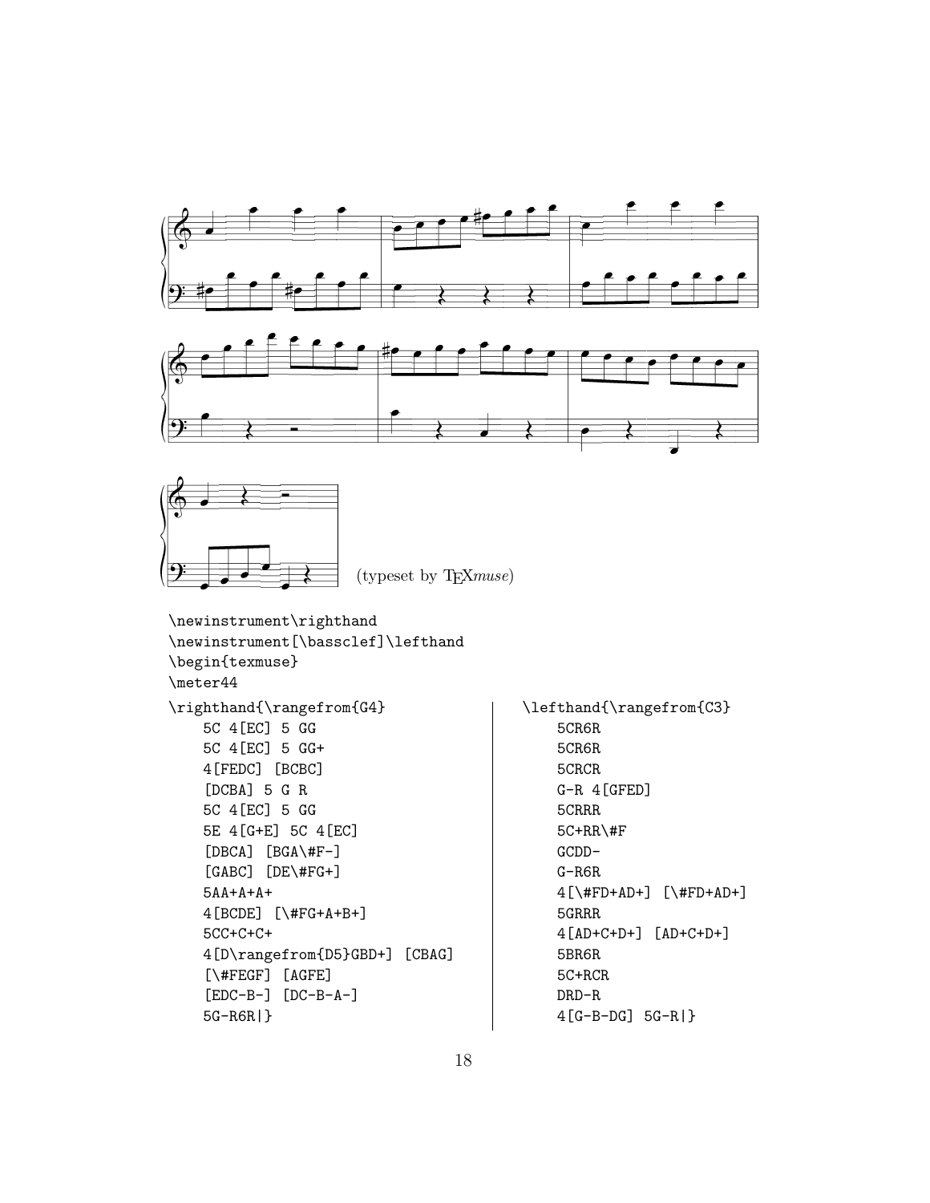(typeset by TEX*muse*)

```
\newinstrument\righthand
\newinstrument[\bassclef]\lefthand
\begin{texmuse}
\meter44
```

```
\righthand{\rangefrom{G4}
    5C 4[EC] 5 GG
    5C 4[EC] 5 GG+
    4[FEDC] [BCBC]
    [DCBA] 5 G R
    5C 4[EC] 5 GG
    5E 4[G+E] 5C 4[EC]
    [DBCA] [BGA\#F-]
    [GABC] [DE\#FG+]
    5AA+A+A+
    4[BCDE] [\#FG+A+B+]
    5CC+C+C+
    4[D\rangefrom{D5}GBD+] [CBAG]
    [\#FEGF] [AGFE]
    [EDC-B-] [DC-B-A-]
    5G-R6R|}
```

```
\lefthand{\rangefrom{C3}
    5CR6R
    5CR6R
    5CRCR
    G-R 4[GFED]
    5CRRR
    5C+RR\#F
    GCDD-
    G-R6R
    4[\#FD+AD+] [\#FD+AD+]
    5GRRR
    4[AD+C+D+] [AD+C+D+]
    5BR6R
    5C+RCR
    DRD-R
    4[G-B-DG] 5G-R|}
```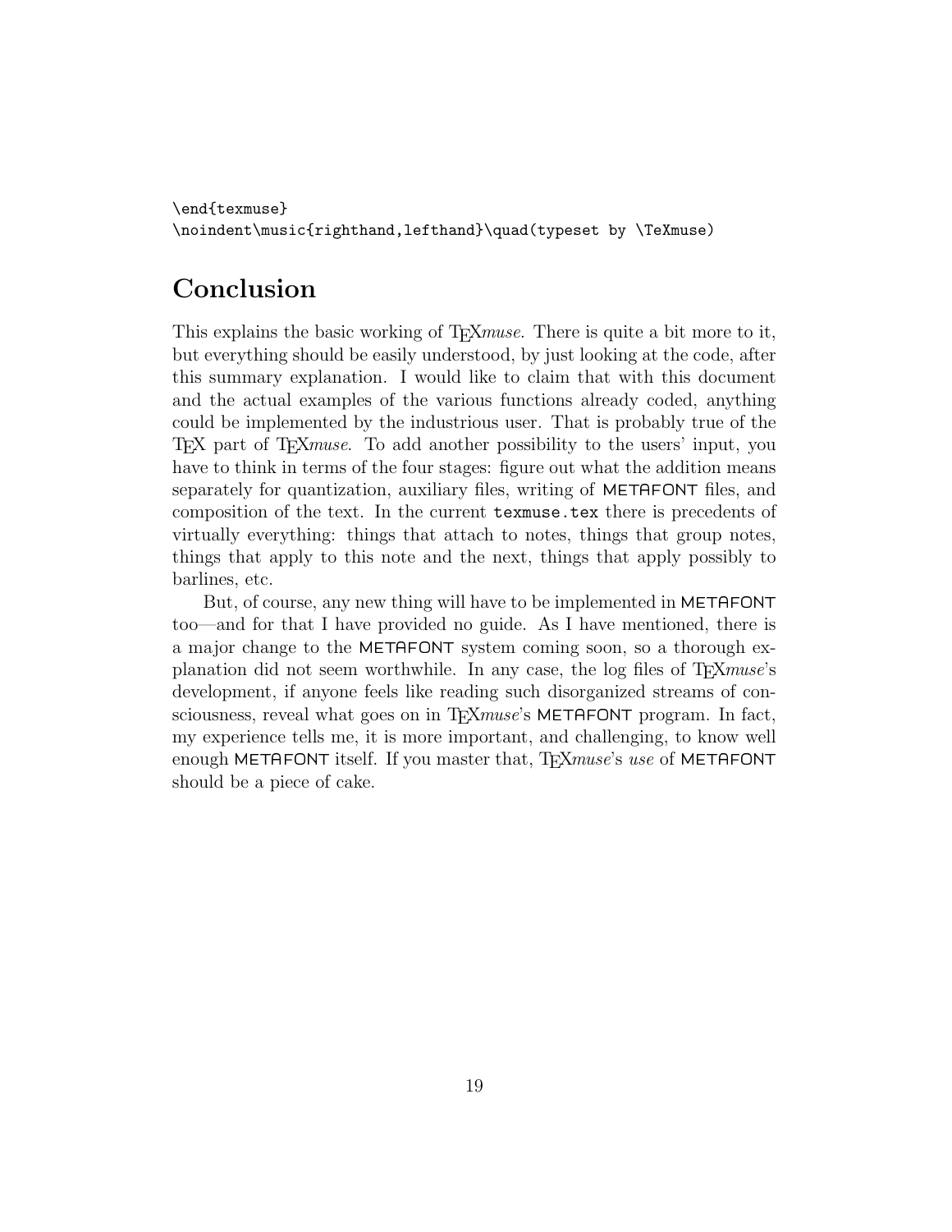```
\end{texmuse}
\noindent\music{righthand,lefthand}\quad(typeset by \TeXmuse)
```

## Conclusion

This explains the basic working of TEX*muse*. There is quite a bit more to it, but everything should be easily understood, by just looking at the code, after this summary explanation. I would like to claim that with this document and the actual examples of the various functions already coded, anything could be implemented by the industrious user. That is probably true of the TEX part of TEX*muse*. To add another possibility to the users' input, you have to think in terms of the four stages: figure out what the addition means separately for quantization, auxiliary files, writing of METAFONT files, and composition of the text. In the current `texmuse.tex` there is precedents of virtually everything: things that attach to notes, things that group notes, things that apply to this note and the next, things that apply possibly to barlines, etc.

But, of course, any new thing will have to be implemented in METAFONT too—and for that I have provided no guide. As I have mentioned, there is a major change to the METAFONT system coming soon, so a thorough explanation did not seem worthwhile. In any case, the log files of TEX*muse*'s development, if anyone feels like reading such disorganized streams of consciousness, reveal what goes on in TEX*muse*'s METAFONT program. In fact, my experience tells me, it is more important, and challenging, to know well enough METAFONT itself. If you master that, TEX*muse*'s *use* of METAFONT should be a piece of cake.